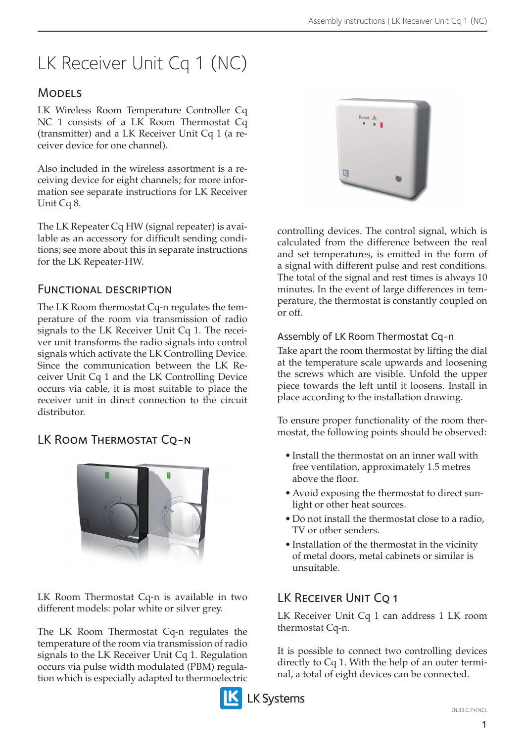# LK Receiver Unit Cq 1 (NC)

## Models

LK Wireless Room Temperature Controller Cq NC 1 consists of a LK Room Thermostat Cq (transmitter) and a LK Receiver Unit Cq 1 (a receiver device for one channel).

Also included in the wireless assortment is a receiving device for eight channels; for more information see separate instructions for LK Receiver Unit Cq 8.

The LK Repeater Cq HW (signal repeater) is available as an accessory for difficult sending conditions; see more about this in separate instructions for the LK Repeater-HW.

## Functional description

The LK Room thermostat Cq-n regulates the temperature of the room via transmission of radio signals to the LK Receiver Unit Cq 1. The receiver unit transforms the radio signals into control signals which activate the LK Controlling Device. Since the communication between the LK Receiver Unit Cq 1 and the LK Controlling Device occurs via cable, it is most suitable to place the receiver unit in direct connection to the circuit distributor.

## LK Room Thermostat Cq-n

LK Room Thermostat Cq-n is available in two different models: polar white or silver grey.

The LK Room Thermostat Cq-n regulates the temperature of the room via transmission of radio signals to the LK Receiver Unit Cq 1. Regulation occurs via pulse width modulated (PBM) regulation which is especially adapted to thermoelectric controlling devices. The control signal, which is calculated from the difference between the real and set temperatures, is emitted in the form of a signal with different pulse and rest conditions. The total of the signal and rest times is always 10 minutes. In the event of large differences in temperature, the thermostat is constantly coupled on or off.

### Assembly of LK Room Thermostat Cq-n

Take apart the room thermostat by lifting the dial at the temperature scale upwards and loosening the screws which are visible. Unfold the upper piece towards the left until it loosens. Install in place according to the installation drawing.

To ensure proper functionality of the room thermostat, the following points should be observed:

- Install the thermostat on an inner wall with free ventilation, approximately 1.5 metres above the floor.
- Avoid exposing the thermostat to direct sunlight or other heat sources.
- Do not install the thermostat close to a radio, TV or other senders.
- Installation of the thermostat in the vicinity of metal doors, metal cabinets or similar is unsuitable.

## LK Receiver Unit Cq 1

LK Receiver Unit Cq 1 can address 1 LK room thermostat Cq-n.

It is possible to connect two controlling devices directly to Cq 1. With the help of an outer terminal, a total of eight devices can be connected.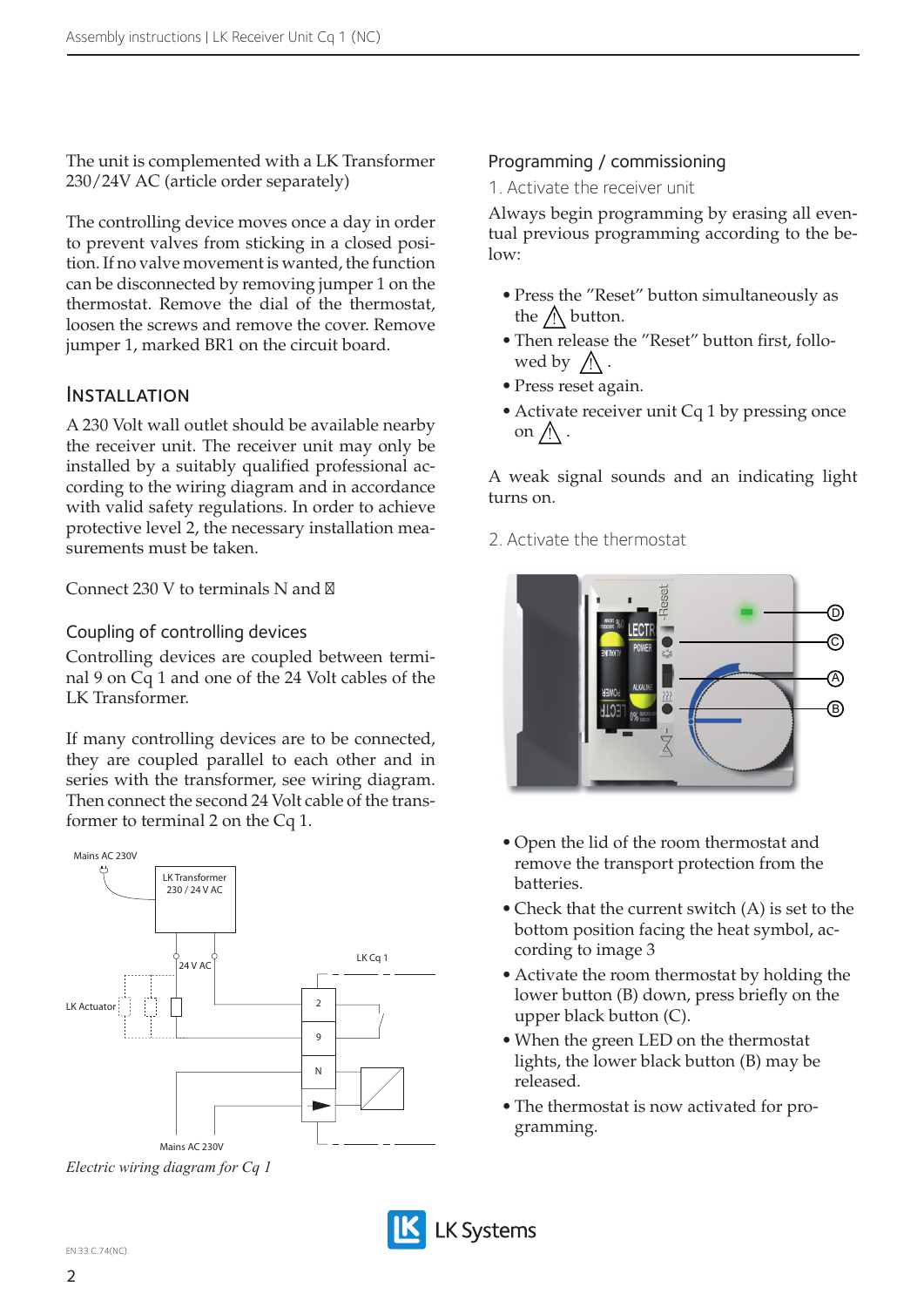The unit is complemented with a LK Transformer 230/24V AC (article order separately)

The controlling device moves once a day in order to prevent valves from sticking in a closed position. If no valve movement is wanted, the function can be disconnected by removing jumper 1 on the thermostat. Remove the dial of the thermostat, loosen the screws and remove the cover. Remove jumper 1, marked BR1 on the circuit board.

## INSTALLATION

A 230 Volt wall outlet should be available nearby the receiver unit. The receiver unit may only be installed by a suitably qualified professional according to the wiring diagram and in accordance with valid safety regulations. In order to achieve protective level 2, the necessary installation measurements must be taken.

Connect 230 V to terminals N and ⊠

### Coupling of controlling devices

Controlling devices are coupled between terminal 9 on Cq 1 and one of the 24 Volt cables of the LK Transformer.

If many controlling devices are to be connected, they are coupled parallel to each other and in series with the transformer, see wiring diagram. Then connect the second 24 Volt cable of the transformer to terminal 2 on the Cq 1.

Mains AC 230V

LK Transformer 230 / 24 V AC

24 V AC

LK Actuator

LK Cq 1

2

9

N

Mains AC 230V

*Electric wiring diagram for Cq 1*

## Programming / commissioning

### 1. Activate the receiver unit

Always begin programming by erasing all eventual previous programming according to the below:

- Press the "Reset" button simultaneously as the ⚠ button.
- Then release the "Reset" button first, followed by ⚠.
- Press reset again.
- Activate receiver unit Cq 1 by pressing once on ⚠.

A weak signal sounds and an indicating light turns on.

### 2. Activate the thermostat

D

C

A

B

- Open the lid of the room thermostat and remove the transport protection from the batteries.
- Check that the current switch (A) is set to the bottom position facing the heat symbol, according to image 3
- Activate the room thermostat by holding the lower button (B) down, press briefly on the upper black button (C).
- When the green LED on the thermostat lights, the lower black button (B) may be released.
- The thermostat is now activated for programming.

EN.33.C.74(NC).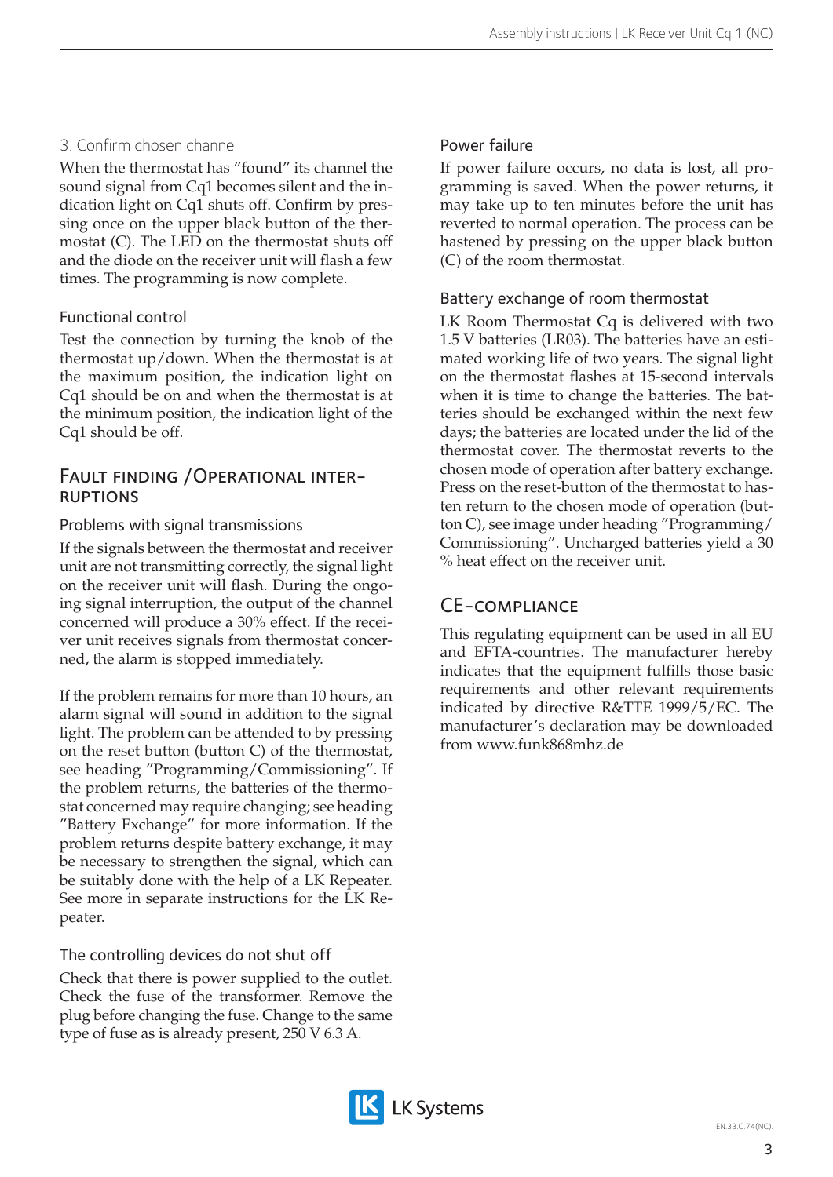### 3. Confirm chosen channel

When the thermostat has "found" its channel the sound signal from Cq1 becomes silent and the indication light on Cq1 shuts off. Confirm by pressing once on the upper black button of the thermostat (C). The LED on the thermostat shuts off and the diode on the receiver unit will flash a few times. The programming is now complete.

### Functional control

Test the connection by turning the knob of the thermostat up/down. When the thermostat is at the maximum position, the indication light on Cq1 should be on and when the thermostat is at the minimum position, the indication light of the Cq1 should be off.

## Fault finding / Operational interruptions

### Problems with signal transmissions

If the signals between the thermostat and receiver unit are not transmitting correctly, the signal light on the receiver unit will flash. During the ongoing signal interruption, the output of the channel concerned will produce a 30% effect. If the receiver unit receives signals from thermostat concerned, the alarm is stopped immediately.

If the problem remains for more than 10 hours, an alarm signal will sound in addition to the signal light. The problem can be attended to by pressing on the reset button (button C) of the thermostat, see heading "Programming/Commissioning". If the problem returns, the batteries of the thermostat concerned may require changing; see heading "Battery Exchange" for more information. If the problem returns despite battery exchange, it may be necessary to strengthen the signal, which can be suitably done with the help of a LK Repeater. See more in separate instructions for the LK Repeater.

### The controlling devices do not shut off

Check that there is power supplied to the outlet. Check the fuse of the transformer. Remove the plug before changing the fuse. Change to the same type of fuse as is already present, 250 V 6.3 A.

### Power failure

If power failure occurs, no data is lost, all programming is saved. When the power returns, it may take up to ten minutes before the unit has reverted to normal operation. The process can be hastened by pressing on the upper black button (C) of the room thermostat.

### Battery exchange of room thermostat

LK Room Thermostat Cq is delivered with two 1.5 V batteries (LR03). The batteries have an estimated working life of two years. The signal light on the thermostat flashes at 15-second intervals when it is time to change the batteries. The batteries should be exchanged within the next few days; the batteries are located under the lid of the thermostat cover. The thermostat reverts to the chosen mode of operation after battery exchange. Press on the reset-button of the thermostat to hasten return to the chosen mode of operation (button C), see image under heading "Programming/Commissioning". Uncharged batteries yield a 30 % heat effect on the receiver unit.

## CE-compliance

This regulating equipment can be used in all EU and EFTA-countries. The manufacturer hereby indicates that the equipment fulfills those basic requirements and other relevant requirements indicated by directive R&TTE 1999/5/EC. The manufacturer's declaration may be downloaded from www.funk868mhz.de

LK Systems

EN.33.C.74(NC).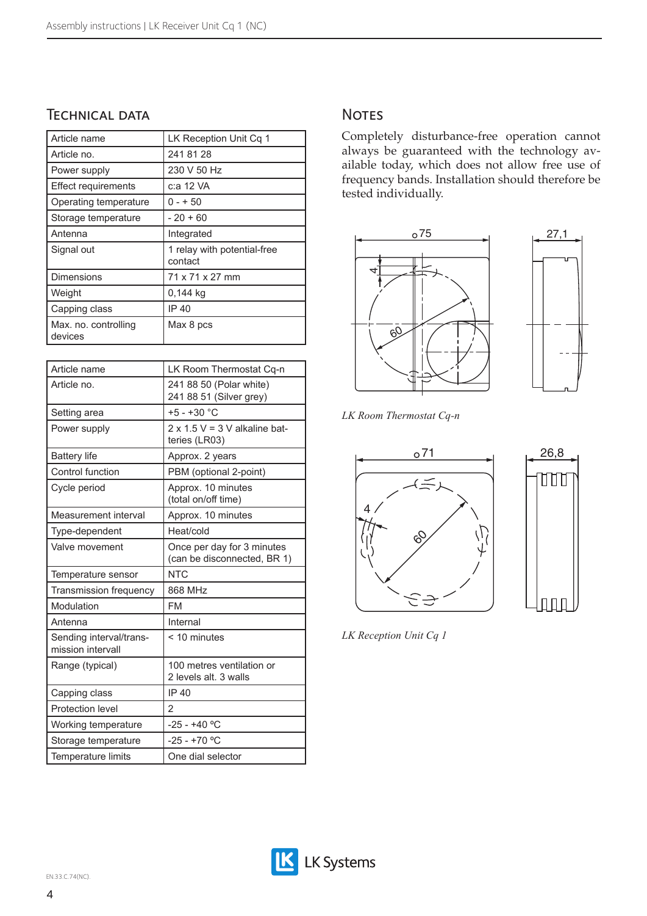## Technical data

| | |
|---|---|
| Article name | LK Reception Unit Cq 1 |
| Article no. | 241 81 28 |
| Power supply | 230 V 50 Hz |
| Effect requirements | c:a 12 VA |
| Operating temperature | 0 - + 50 |
| Storage temperature | - 20 + 60 |
| Antenna | Integrated |
| Signal out | 1 relay with potential-free contact |
| Dimensions | 71 x 71 x 27 mm |
| Weight | 0,144 kg |
| Capping class | IP 40 |
| Max. no. controlling devices | Max 8 pcs |

| | |
|---|---|
| Article name | LK Room Thermostat Cq-n |
| Article no. | 241 88 50 (Polar white)<br>241 88 51 (Silver grey) |
| Setting area | +5 - +30 °C |
| Power supply | 2 x 1.5 V = 3 V alkaline batteries (LR03) |
| Battery life | Approx. 2 years |
| Control function | PBM (optional 2-point) |
| Cycle period | Approx. 10 minutes (total on/off time) |
| Measurement interval | Approx. 10 minutes |
| Type-dependent | Heat/cold |
| Valve movement | Once per day for 3 minutes (can be disconnected, BR 1) |
| Temperature sensor | NTC |
| Transmission frequency | 868 MHz |
| Modulation | FM |
| Antenna | Internal |
| Sending interval/transmission intervall | < 10 minutes |
| Range (typical) | 100 metres ventilation or 2 levels alt. 3 walls |
| Capping class | IP 40 |
| Protection level | 2 |
| Working temperature | -25 - +40 °C |
| Storage temperature | -25 - +70 °C |
| Temperature limits | One dial selector |

## Notes

Completely disturbance-free operation cannot always be guaranteed with the technology available today, which does not allow free use of frequency bands. Installation should therefore be tested individually.

ο75

27,1

4

60

*LK Room Thermostat Cq-n*

ο71

26,8

4

60

*LK Reception Unit Cq 1*

EN.33.C.74(NC).